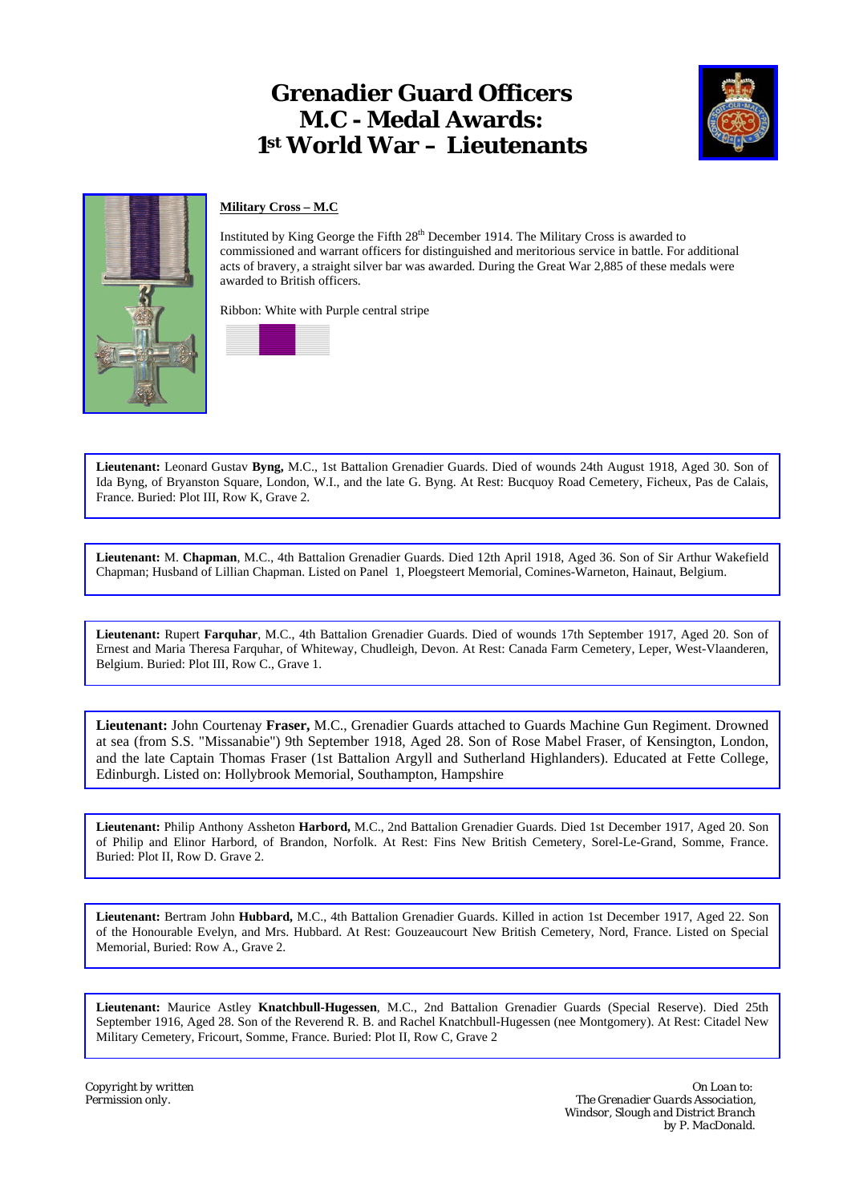# Grenadier Guard Officers
# M.C - Medal Awards:
# 1st World War – Lieutenants

**Military Cross – M.C**

Instituted by King George the Fifth 28th December 1914. The Military Cross is awarded to commissioned and warrant officers for distinguished and meritorious service in battle. For additional acts of bravery, a straight silver bar was awarded. During the Great War 2,885 of these medals were awarded to British officers.

Ribbon: White with Purple central stripe

**Lieutenant:** Leonard Gustav **Byng,** M.C., 1st Battalion Grenadier Guards. Died of wounds 24th August 1918, Aged 30. Son of Ida Byng, of Bryanston Square, London, W.I., and the late G. Byng. At Rest: Bucquoy Road Cemetery, Ficheux, Pas de Calais, France. Buried: Plot III, Row K, Grave 2.

**Lieutenant:** M. **Chapman**, M.C., 4th Battalion Grenadier Guards. Died 12th April 1918, Aged 36. Son of Sir Arthur Wakefield Chapman; Husband of Lillian Chapman. Listed on Panel 1, Ploegsteert Memorial, Comines-Warneton, Hainaut, Belgium.

**Lieutenant:** Rupert **Farquhar**, M.C., 4th Battalion Grenadier Guards. Died of wounds 17th September 1917, Aged 20. Son of Ernest and Maria Theresa Farquhar, of Whiteway, Chudleigh, Devon. At Rest: Canada Farm Cemetery, Leper, West-Vlaanderen, Belgium. Buried: Plot III, Row C., Grave 1.

**Lieutenant:** John Courtenay **Fraser,** M.C., Grenadier Guards attached to Guards Machine Gun Regiment. Drowned at sea (from S.S. "Missanabie") 9th September 1918, Aged 28. Son of Rose Mabel Fraser, of Kensington, London, and the late Captain Thomas Fraser (1st Battalion Argyll and Sutherland Highlanders). Educated at Fette College, Edinburgh. Listed on: Hollybrook Memorial, Southampton, Hampshire

**Lieutenant:** Philip Anthony Assheton **Harbord,** M.C., 2nd Battalion Grenadier Guards. Died 1st December 1917, Aged 20. Son of Philip and Elinor Harbord, of Brandon, Norfolk. At Rest: Fins New British Cemetery, Sorel-Le-Grand, Somme, France. Buried: Plot II, Row D. Grave 2.

**Lieutenant:** Bertram John **Hubbard,** M.C., 4th Battalion Grenadier Guards. Killed in action 1st December 1917, Aged 22. Son of the Honourable Evelyn, and Mrs. Hubbard. At Rest: Gouzeaucourt New British Cemetery, Nord, France. Listed on Special Memorial, Buried: Row A., Grave 2.

**Lieutenant:** Maurice Astley **Knatchbull-Hugessen**, M.C., 2nd Battalion Grenadier Guards (Special Reserve). Died 25th September 1916, Aged 28. Son of the Reverend R. B. and Rachel Knatchbull-Hugessen (nee Montgomery). At Rest: Citadel New Military Cemetery, Fricourt, Somme, France. Buried: Plot II, Row C, Grave 2

*Copyright by written Permission only.*

*On Loan to: The Grenadier Guards Association, Windsor, Slough and District Branch by P. MacDonald.*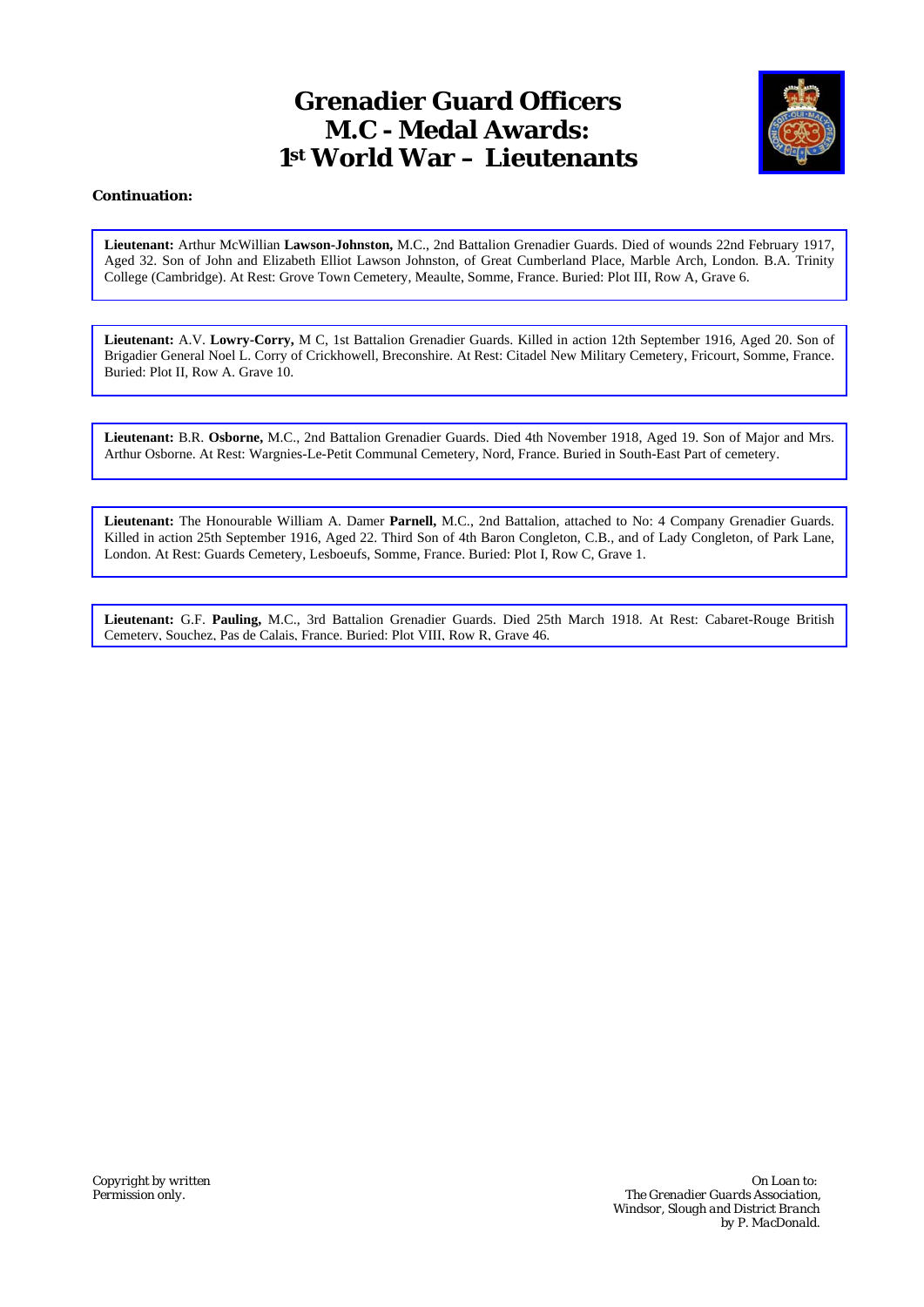# Grenadier Guard Officers M.C - Medal Awards: 1st World War – Lieutenants

**Continuation:**

**Lieutenant:** Arthur McWillian **Lawson-Johnston,** M.C., 2nd Battalion Grenadier Guards. Died of wounds 22nd February 1917, Aged 32. Son of John and Elizabeth Elliot Lawson Johnston, of Great Cumberland Place, Marble Arch, London. B.A. Trinity College (Cambridge). At Rest: Grove Town Cemetery, Meaulte, Somme, France. Buried: Plot III, Row A, Grave 6.

**Lieutenant:** A.V. **Lowry-Corry,** M C, 1st Battalion Grenadier Guards. Killed in action 12th September 1916, Aged 20. Son of Brigadier General Noel L. Corry of Crickhowell, Breconshire. At Rest: Citadel New Military Cemetery, Fricourt, Somme, France. Buried: Plot II, Row A. Grave 10.

**Lieutenant:** B.R. **Osborne,** M.C., 2nd Battalion Grenadier Guards. Died 4th November 1918, Aged 19. Son of Major and Mrs. Arthur Osborne. At Rest: Wargnies-Le-Petit Communal Cemetery, Nord, France. Buried in South-East Part of cemetery.

**Lieutenant:** The Honourable William A. Damer **Parnell,** M.C., 2nd Battalion, attached to No: 4 Company Grenadier Guards. Killed in action 25th September 1916, Aged 22. Third Son of 4th Baron Congleton, C.B., and of Lady Congleton, of Park Lane, London. At Rest: Guards Cemetery, Lesboeufs, Somme, France. Buried: Plot I, Row C, Grave 1.

**Lieutenant:** G.F. **Pauling,** M.C., 3rd Battalion Grenadier Guards. Died 25th March 1918. At Rest: Cabaret-Rouge British Cemetery, Souchez, Pas de Calais, France. Buried: Plot VIII, Row R, Grave 46.

*Copyright by written Permission only.*

*On Loan to: The Grenadier Guards Association, Windsor, Slough and District Branch by P. MacDonald.*